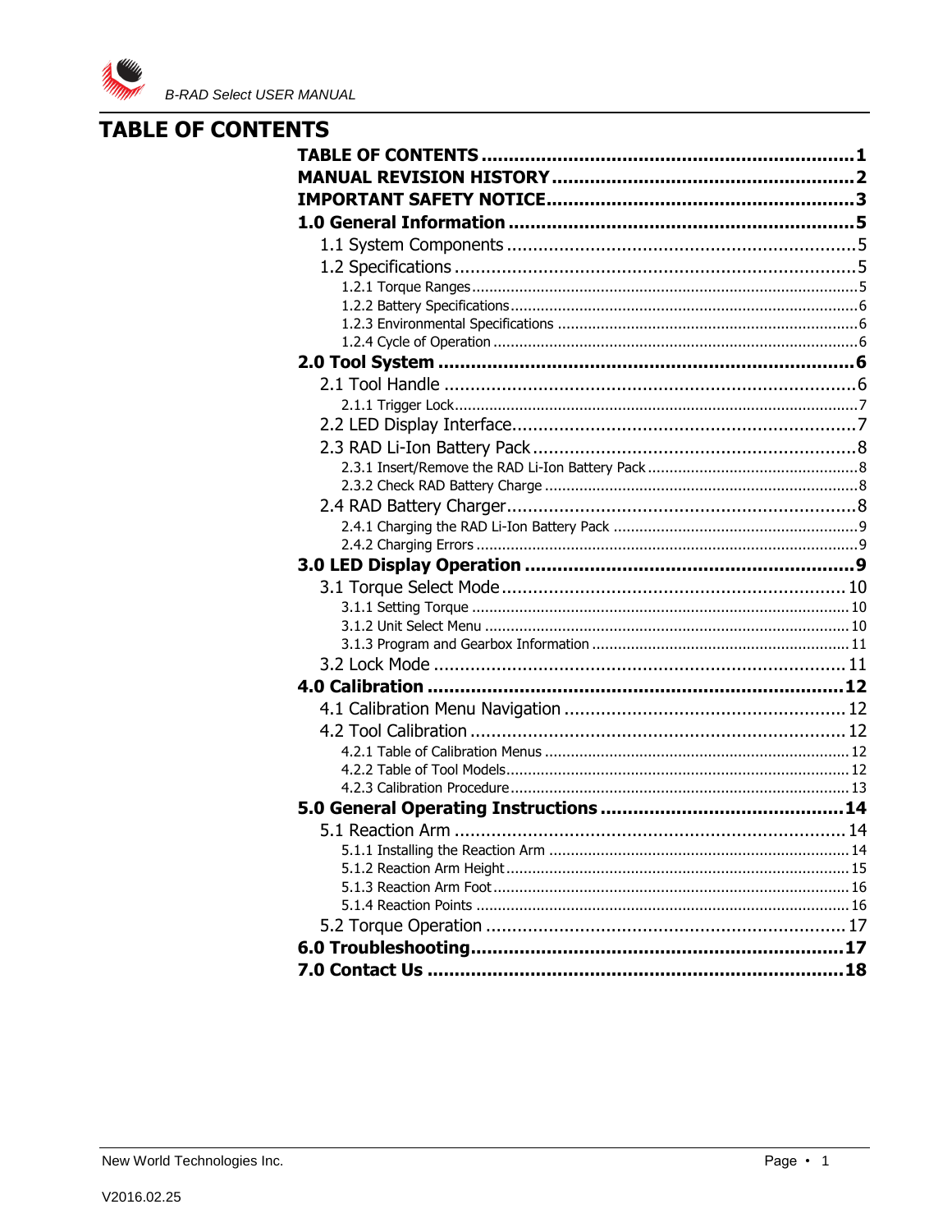# TABLE OF CONTENTS

- TABLE OF CONTENTS ........ 1
- MANUAL REVISION HISTORY ........ 2
- IMPORTANT SAFETY NOTICE ........ 3
- 1.0 General Information ........ 5
  - 1.1 System Components ........ 5
  - 1.2 Specifications ........ 5
    - 1.2.1 Torque Ranges ........ 5
    - 1.2.2 Battery Specifications ........ 6
    - 1.2.3 Environmental Specifications ........ 6
    - 1.2.4 Cycle of Operation ........ 6
- 2.0 Tool System ........ 6
  - 2.1 Tool Handle ........ 6
    - 2.1.1 Trigger Lock ........ 7
  - 2.2 LED Display Interface ........ 7
  - 2.3 RAD Li-Ion Battery Pack ........ 8
    - 2.3.1 Insert/Remove the RAD Li-Ion Battery Pack ........ 8
    - 2.3.2 Check RAD Battery Charge ........ 8
  - 2.4 RAD Battery Charger ........ 8
    - 2.4.1 Charging the RAD Li-Ion Battery Pack ........ 9
    - 2.4.2 Charging Errors ........ 9
- 3.0 LED Display Operation ........ 9
  - 3.1 Torque Select Mode ........ 10
    - 3.1.1 Setting Torque ........ 10
    - 3.1.2 Unit Select Menu ........ 10
    - 3.1.3 Program and Gearbox Information ........ 11
  - 3.2 Lock Mode ........ 11
- 4.0 Calibration ........ 12
  - 4.1 Calibration Menu Navigation ........ 12
  - 4.2 Tool Calibration ........ 12
    - 4.2.1 Table of Calibration Menus ........ 12
    - 4.2.2 Table of Tool Models ........ 12
    - 4.2.3 Calibration Procedure ........ 13
- 5.0 General Operating Instructions ........ 14
  - 5.1 Reaction Arm ........ 14
    - 5.1.1 Installing the Reaction Arm ........ 14
    - 5.1.2 Reaction Arm Height ........ 15
    - 5.1.3 Reaction Arm Foot ........ 16
    - 5.1.4 Reaction Points ........ 16
  - 5.2 Torque Operation ........ 17
- 6.0 Troubleshooting ........ 17
- 7.0 Contact Us ........ 18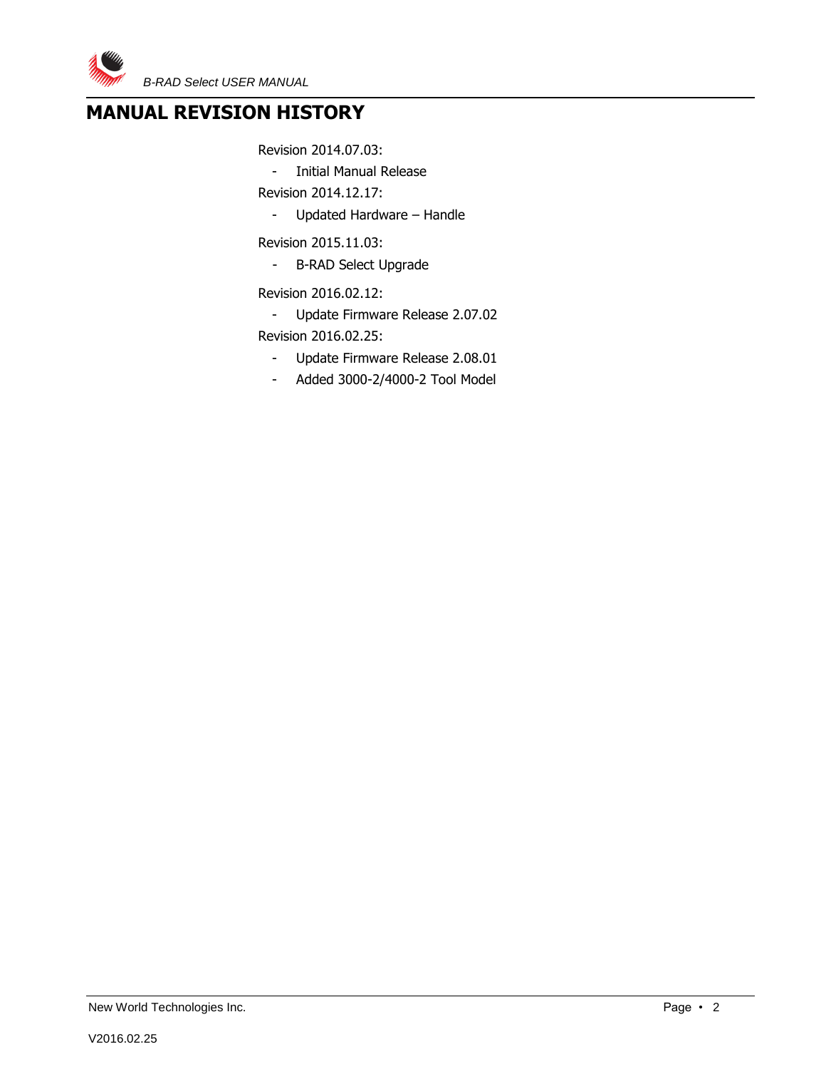# MANUAL REVISION HISTORY

Revision 2014.07.03:

- Initial Manual Release

Revision 2014.12.17:

- Updated Hardware – Handle

Revision 2015.11.03:

- B-RAD Select Upgrade

Revision 2016.02.12:

- Update Firmware Release 2.07.02

Revision 2016.02.25:

- Update Firmware Release 2.08.01
- Added 3000-2/4000-2 Tool Model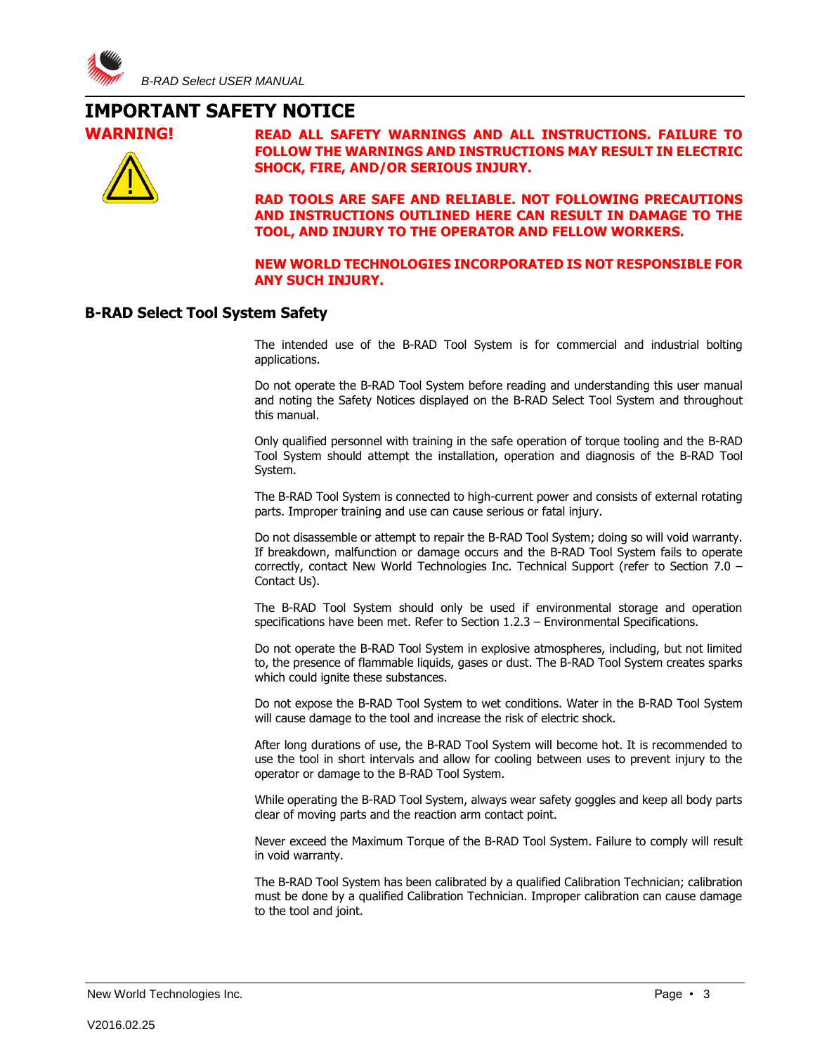# IMPORTANT SAFETY NOTICE

**WARNING!**

**READ ALL SAFETY WARNINGS AND ALL INSTRUCTIONS. FAILURE TO FOLLOW THE WARNINGS AND INSTRUCTIONS MAY RESULT IN ELECTRIC SHOCK, FIRE, AND/OR SERIOUS INJURY.**

**RAD TOOLS ARE SAFE AND RELIABLE. NOT FOLLOWING PRECAUTIONS AND INSTRUCTIONS OUTLINED HERE CAN RESULT IN DAMAGE TO THE TOOL, AND INJURY TO THE OPERATOR AND FELLOW WORKERS.**

**NEW WORLD TECHNOLOGIES INCORPORATED IS NOT RESPONSIBLE FOR ANY SUCH INJURY.**

## B-RAD Select Tool System Safety

The intended use of the B-RAD Tool System is for commercial and industrial bolting applications.

Do not operate the B-RAD Tool System before reading and understanding this user manual and noting the Safety Notices displayed on the B-RAD Select Tool System and throughout this manual.

Only qualified personnel with training in the safe operation of torque tooling and the B-RAD Tool System should attempt the installation, operation and diagnosis of the B-RAD Tool System.

The B-RAD Tool System is connected to high-current power and consists of external rotating parts. Improper training and use can cause serious or fatal injury.

Do not disassemble or attempt to repair the B-RAD Tool System; doing so will void warranty. If breakdown, malfunction or damage occurs and the B-RAD Tool System fails to operate correctly, contact New World Technologies Inc. Technical Support (refer to Section 7.0 – Contact Us).

The B-RAD Tool System should only be used if environmental storage and operation specifications have been met. Refer to Section 1.2.3 – Environmental Specifications.

Do not operate the B-RAD Tool System in explosive atmospheres, including, but not limited to, the presence of flammable liquids, gases or dust. The B-RAD Tool System creates sparks which could ignite these substances.

Do not expose the B-RAD Tool System to wet conditions. Water in the B-RAD Tool System will cause damage to the tool and increase the risk of electric shock.

After long durations of use, the B-RAD Tool System will become hot. It is recommended to use the tool in short intervals and allow for cooling between uses to prevent injury to the operator or damage to the B-RAD Tool System.

While operating the B-RAD Tool System, always wear safety goggles and keep all body parts clear of moving parts and the reaction arm contact point.

Never exceed the Maximum Torque of the B-RAD Tool System. Failure to comply will result in void warranty.

The B-RAD Tool System has been calibrated by a qualified Calibration Technician; calibration must be done by a qualified Calibration Technician. Improper calibration can cause damage to the tool and joint.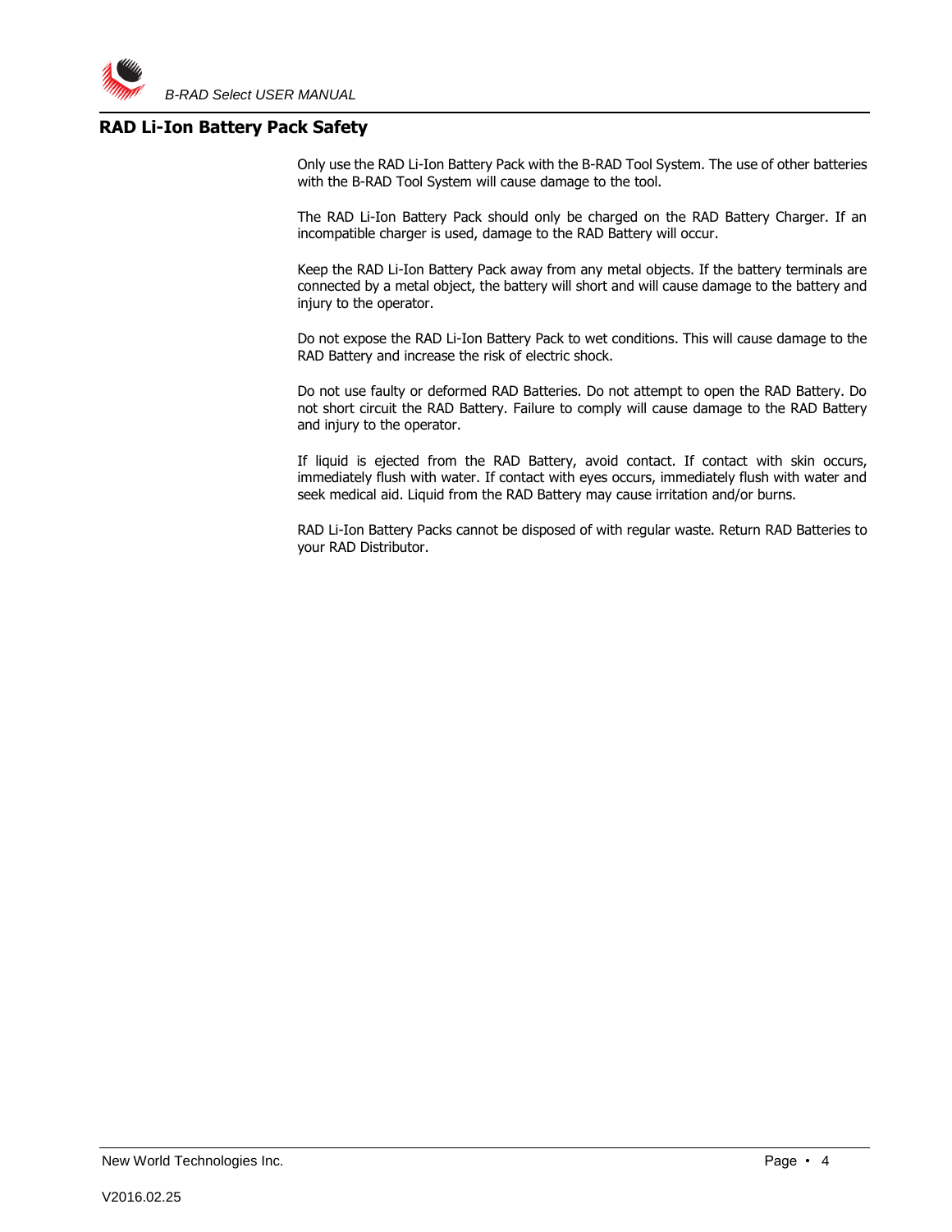## RAD Li-Ion Battery Pack Safety

Only use the RAD Li-Ion Battery Pack with the B-RAD Tool System. The use of other batteries with the B-RAD Tool System will cause damage to the tool.

The RAD Li-Ion Battery Pack should only be charged on the RAD Battery Charger. If an incompatible charger is used, damage to the RAD Battery will occur.

Keep the RAD Li-Ion Battery Pack away from any metal objects. If the battery terminals are connected by a metal object, the battery will short and will cause damage to the battery and injury to the operator.

Do not expose the RAD Li-Ion Battery Pack to wet conditions. This will cause damage to the RAD Battery and increase the risk of electric shock.

Do not use faulty or deformed RAD Batteries. Do not attempt to open the RAD Battery. Do not short circuit the RAD Battery. Failure to comply will cause damage to the RAD Battery and injury to the operator.

If liquid is ejected from the RAD Battery, avoid contact. If contact with skin occurs, immediately flush with water. If contact with eyes occurs, immediately flush with water and seek medical aid. Liquid from the RAD Battery may cause irritation and/or burns.

RAD Li-Ion Battery Packs cannot be disposed of with regular waste. Return RAD Batteries to your RAD Distributor.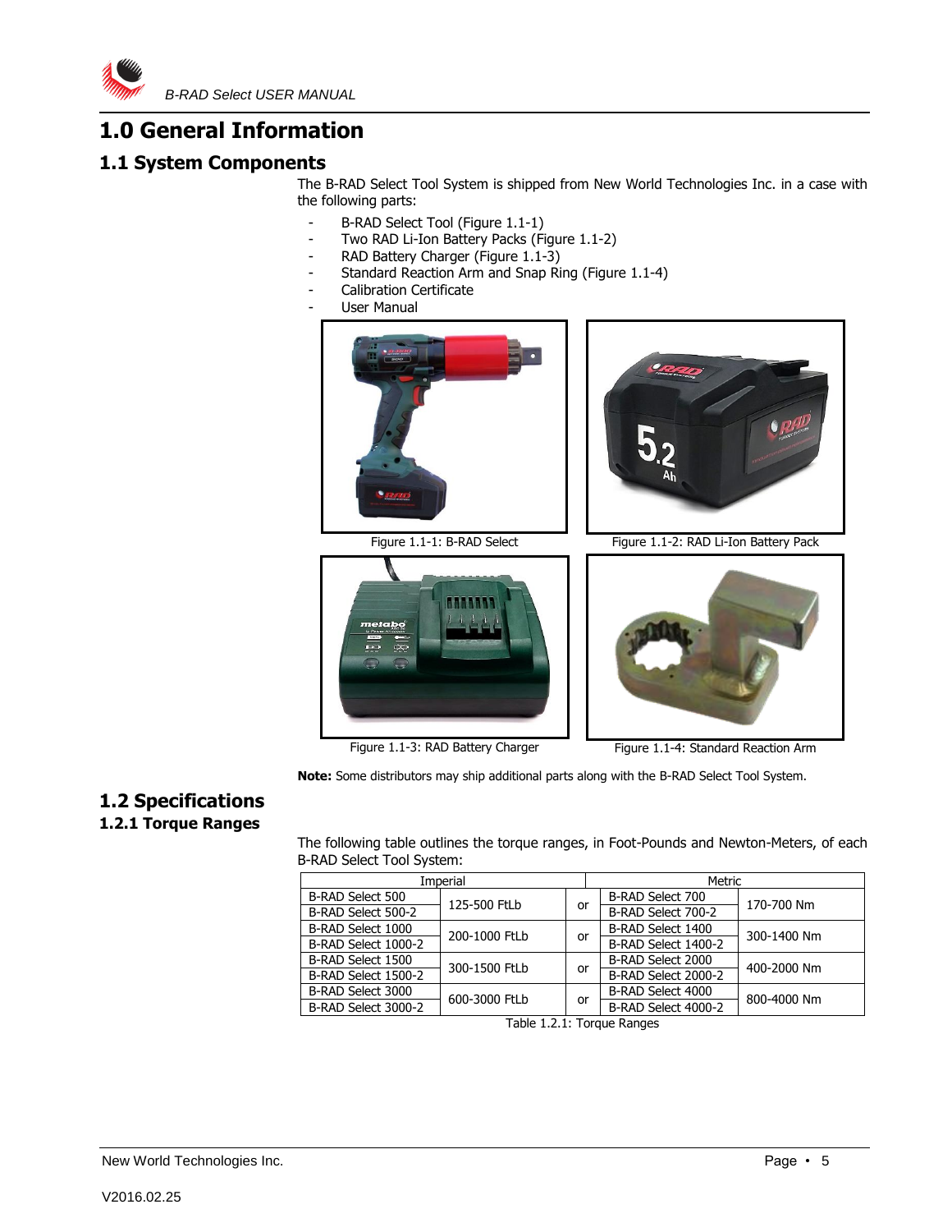# 1.0 General Information

## 1.1 System Components

The B-RAD Select Tool System is shipped from New World Technologies Inc. in a case with the following parts:

- B-RAD Select Tool (Figure 1.1-1)
- Two RAD Li-Ion Battery Packs (Figure 1.1-2)
- RAD Battery Charger (Figure 1.1-3)
- Standard Reaction Arm and Snap Ring (Figure 1.1-4)
- Calibration Certificate
- User Manual

Figure 1.1-1: B-RAD Select

Figure 1.1-2: RAD Li-Ion Battery Pack

Figure 1.1-3: RAD Battery Charger

Figure 1.1-4: Standard Reaction Arm

**Note:** Some distributors may ship additional parts along with the B-RAD Select Tool System.

## 1.2 Specifications

### 1.2.1 Torque Ranges

The following table outlines the torque ranges, in Foot-Pounds and Newton-Meters, of each B-RAD Select Tool System:

| Imperial | | | Metric | |
|---|---|---|---|---|
| B-RAD Select 500 | 125-500 FtLb | or | B-RAD Select 700 | 170-700 Nm |
| B-RAD Select 500-2 | | | B-RAD Select 700-2 | |
| B-RAD Select 1000 | 200-1000 FtLb | or | B-RAD Select 1400 | 300-1400 Nm |
| B-RAD Select 1000-2 | | | B-RAD Select 1400-2 | |
| B-RAD Select 1500 | 300-1500 FtLb | or | B-RAD Select 2000 | 400-2000 Nm |
| B-RAD Select 1500-2 | | | B-RAD Select 2000-2 | |
| B-RAD Select 3000 | 600-3000 FtLb | or | B-RAD Select 4000 | 800-4000 Nm |
| B-RAD Select 3000-2 | | | B-RAD Select 4000-2 | |

Table 1.2.1: Torque Ranges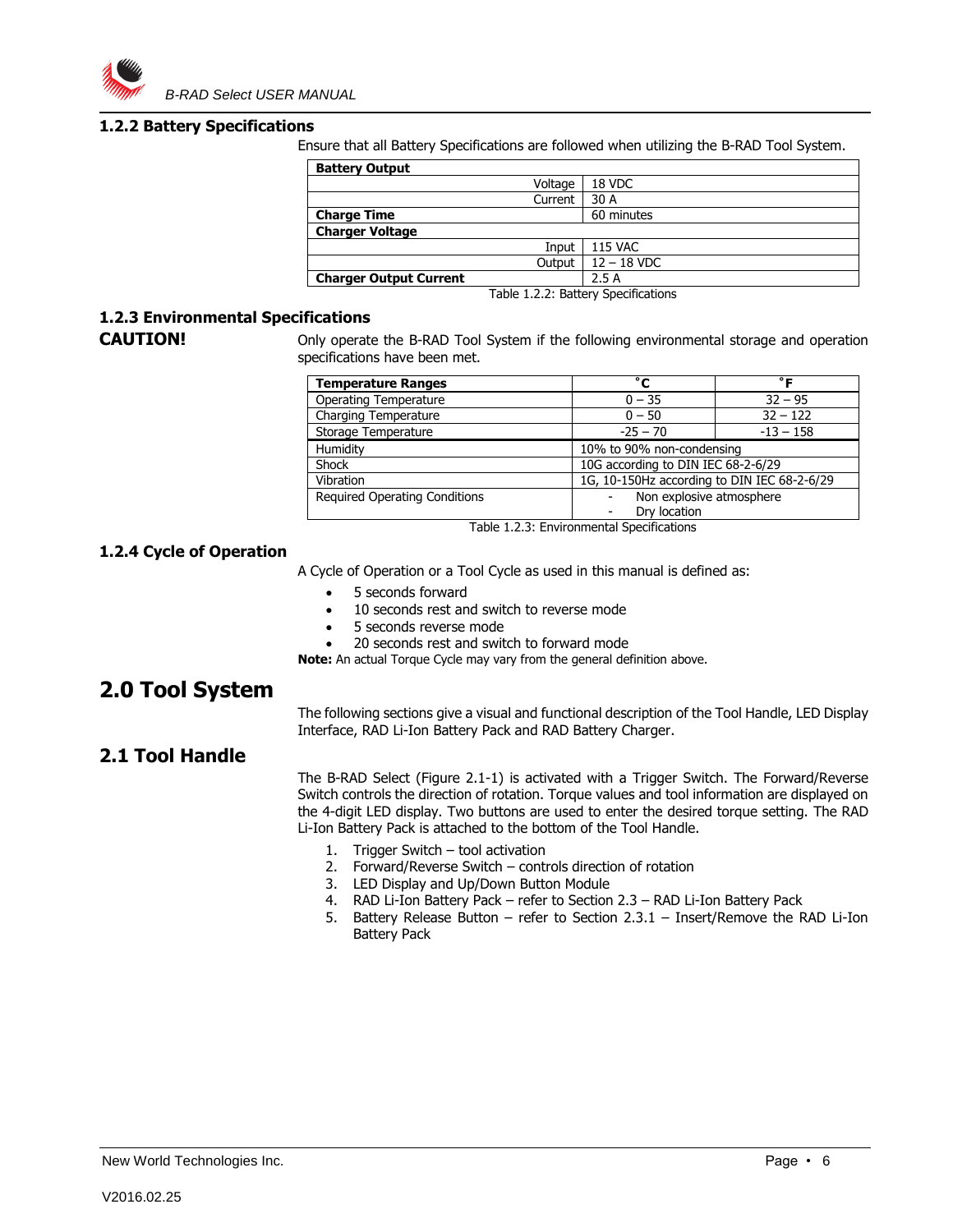### 1.2.2 Battery Specifications

Ensure that all Battery Specifications are followed when utilizing the B-RAD Tool System.

| **Battery Output** | |
|---|---|
| Voltage | 18 VDC |
| Current | 30 A |
| **Charge Time** | 60 minutes |
| **Charger Voltage** | |
| Input | 115 VAC |
| Output | 12 – 18 VDC |
| **Charger Output Current** | 2.5 A |

Table 1.2.2: Battery Specifications

### 1.2.3 Environmental Specifications

**CAUTION!**

Only operate the B-RAD Tool System if the following environmental storage and operation specifications have been met.

| **Temperature Ranges** | **˚C** | **˚F** |
|---|---|---|
| Operating Temperature | 0 – 35 | 32 – 95 |
| Charging Temperature | 0 – 50 | 32 – 122 |
| Storage Temperature | -25 – 70 | -13 – 158 |
| Humidity | 10% to 90% non-condensing | |
| Shock | 10G according to DIN IEC 68-2-6/29 | |
| Vibration | 1G, 10-150Hz according to DIN IEC 68-2-6/29 | |
| Required Operating Conditions | - Non explosive atmosphere<br>- Dry location | |

Table 1.2.3: Environmental Specifications

### 1.2.4 Cycle of Operation

A Cycle of Operation or a Tool Cycle as used in this manual is defined as:

- 5 seconds forward
- 10 seconds rest and switch to reverse mode
- 5 seconds reverse mode
- 20 seconds rest and switch to forward mode

**Note:** An actual Torque Cycle may vary from the general definition above.

# 2.0 Tool System

The following sections give a visual and functional description of the Tool Handle, LED Display Interface, RAD Li-Ion Battery Pack and RAD Battery Charger.

## 2.1 Tool Handle

The B-RAD Select (Figure 2.1-1) is activated with a Trigger Switch. The Forward/Reverse Switch controls the direction of rotation. Torque values and tool information are displayed on the 4-digit LED display. Two buttons are used to enter the desired torque setting. The RAD Li-Ion Battery Pack is attached to the bottom of the Tool Handle.

1. Trigger Switch – tool activation
2. Forward/Reverse Switch – controls direction of rotation
3. LED Display and Up/Down Button Module
4. RAD Li-Ion Battery Pack – refer to Section 2.3 – RAD Li-Ion Battery Pack
5. Battery Release Button – refer to Section 2.3.1 – Insert/Remove the RAD Li-Ion Battery Pack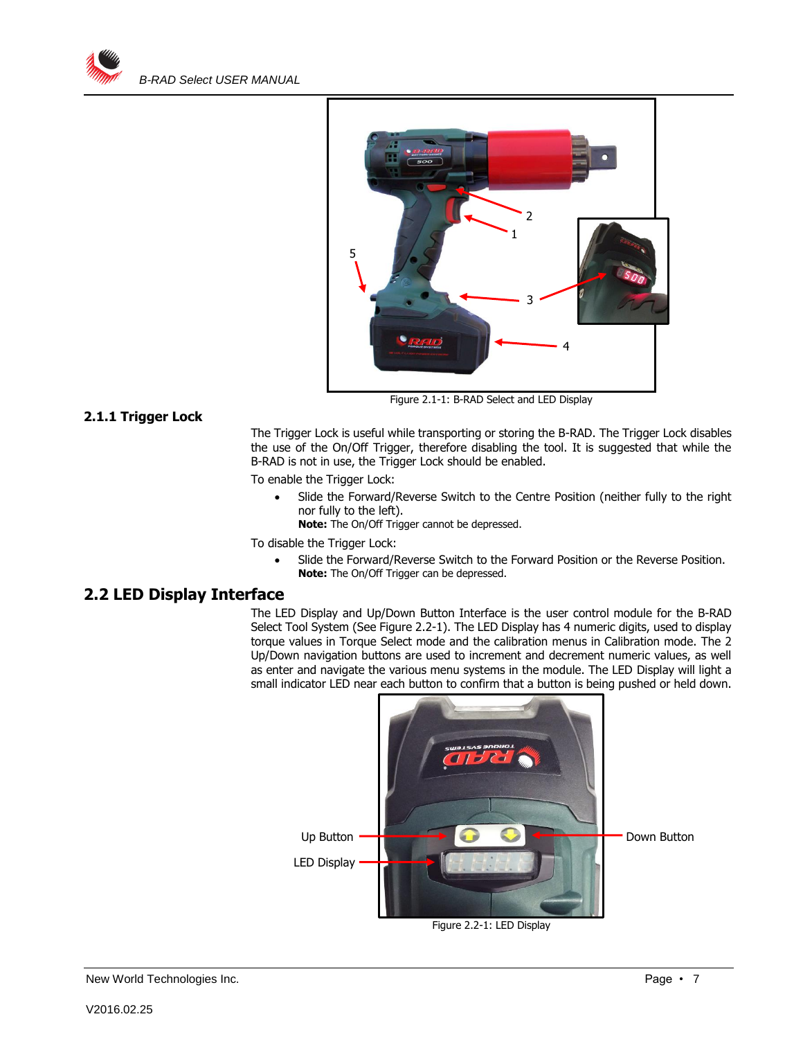Figure 2.1-1: B-RAD Select and LED Display

### 2.1.1 Trigger Lock

The Trigger Lock is useful while transporting or storing the B-RAD. The Trigger Lock disables the use of the On/Off Trigger, therefore disabling the tool. It is suggested that while the B-RAD is not in use, the Trigger Lock should be enabled.

To enable the Trigger Lock:

- Slide the Forward/Reverse Switch to the Centre Position (neither fully to the right nor fully to the left).
  **Note:** The On/Off Trigger cannot be depressed.

To disable the Trigger Lock:

- Slide the Forward/Reverse Switch to the Forward Position or the Reverse Position.
  **Note:** The On/Off Trigger can be depressed.

## 2.2 LED Display Interface

The LED Display and Up/Down Button Interface is the user control module for the B-RAD Select Tool System (See Figure 2.2-1). The LED Display has 4 numeric digits, used to display torque values in Torque Select mode and the calibration menus in Calibration mode. The 2 Up/Down navigation buttons are used to increment and decrement numeric values, as well as enter and navigate the various menu systems in the module. The LED Display will light a small indicator LED near each button to confirm that a button is being pushed or held down.

Figure 2.2-1: LED Display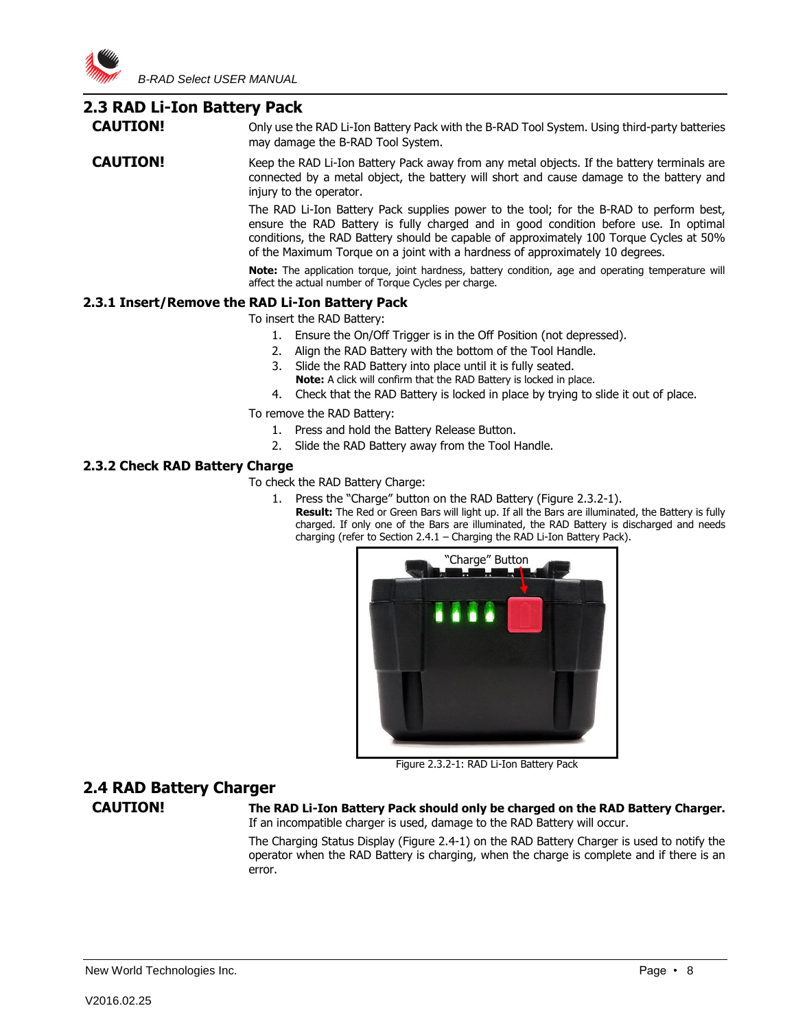## 2.3 RAD Li-Ion Battery Pack

**CAUTION!** Only use the RAD Li-Ion Battery Pack with the B-RAD Tool System. Using third-party batteries may damage the B-RAD Tool System.

**CAUTION!** Keep the RAD Li-Ion Battery Pack away from any metal objects. If the battery terminals are connected by a metal object, the battery will short and cause damage to the battery and injury to the operator.

The RAD Li-Ion Battery Pack supplies power to the tool; for the B-RAD to perform best, ensure the RAD Battery is fully charged and in good condition before use. In optimal conditions, the RAD Battery should be capable of approximately 100 Torque Cycles at 50% of the Maximum Torque on a joint with a hardness of approximately 10 degrees.

**Note:** The application torque, joint hardness, battery condition, age and operating temperature will affect the actual number of Torque Cycles per charge.

### 2.3.1 Insert/Remove the RAD Li-Ion Battery Pack

To insert the RAD Battery:

1. Ensure the On/Off Trigger is in the Off Position (not depressed).
2. Align the RAD Battery with the bottom of the Tool Handle.
3. Slide the RAD Battery into place until it is fully seated.
   **Note:** A click will confirm that the RAD Battery is locked in place.
4. Check that the RAD Battery is locked in place by trying to slide it out of place.

To remove the RAD Battery:

1. Press and hold the Battery Release Button.
2. Slide the RAD Battery away from the Tool Handle.

### 2.3.2 Check RAD Battery Charge

To check the RAD Battery Charge:

1. Press the "Charge" button on the RAD Battery (Figure 2.3.2-1).
   **Result:** The Red or Green Bars will light up. If all the Bars are illuminated, the Battery is fully charged. If only one of the Bars are illuminated, the RAD Battery is discharged and needs charging (refer to Section 2.4.1 – Charging the RAD Li-Ion Battery Pack).

"Charge" Button

Figure 2.3.2-1: RAD Li-Ion Battery Pack

## 2.4 RAD Battery Charger

**CAUTION!** **The RAD Li-Ion Battery Pack should only be charged on the RAD Battery Charger.** If an incompatible charger is used, damage to the RAD Battery will occur.

The Charging Status Display (Figure 2.4-1) on the RAD Battery Charger is used to notify the operator when the RAD Battery is charging, when the charge is complete and if there is an error.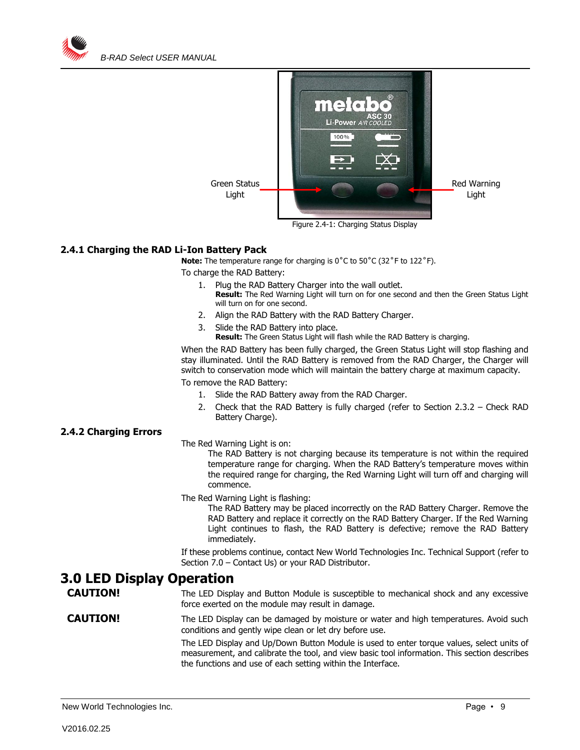Green Status Light

Red Warning Light

Figure 2.4-1: Charging Status Display

### 2.4.1 Charging the RAD Li-Ion Battery Pack

**Note:** The temperature range for charging is 0˚C to 50˚C (32˚F to 122˚F).

To charge the RAD Battery:

1. Plug the RAD Battery Charger into the wall outlet.
   **Result:** The Red Warning Light will turn on for one second and then the Green Status Light will turn on for one second.
2. Align the RAD Battery with the RAD Battery Charger.
3. Slide the RAD Battery into place.
   **Result:** The Green Status Light will flash while the RAD Battery is charging.

When the RAD Battery has been fully charged, the Green Status Light will stop flashing and stay illuminated. Until the RAD Battery is removed from the RAD Charger, the Charger will switch to conservation mode which will maintain the battery charge at maximum capacity.

To remove the RAD Battery:

1. Slide the RAD Battery away from the RAD Charger.
2. Check that the RAD Battery is fully charged (refer to Section 2.3.2 – Check RAD Battery Charge).

### 2.4.2 Charging Errors

The Red Warning Light is on:

The RAD Battery is not charging because its temperature is not within the required temperature range for charging. When the RAD Battery's temperature moves within the required range for charging, the Red Warning Light will turn off and charging will commence.

The Red Warning Light is flashing:

The RAD Battery may be placed incorrectly on the RAD Battery Charger. Remove the RAD Battery and replace it correctly on the RAD Battery Charger. If the Red Warning Light continues to flash, the RAD Battery is defective; remove the RAD Battery immediately.

If these problems continue, contact New World Technologies Inc. Technical Support (refer to Section 7.0 – Contact Us) or your RAD Distributor.

# 3.0 LED Display Operation

**CAUTION!** The LED Display and Button Module is susceptible to mechanical shock and any excessive force exerted on the module may result in damage.

**CAUTION!** The LED Display can be damaged by moisture or water and high temperatures. Avoid such conditions and gently wipe clean or let dry before use.

The LED Display and Up/Down Button Module is used to enter torque values, select units of measurement, and calibrate the tool, and view basic tool information. This section describes the functions and use of each setting within the Interface.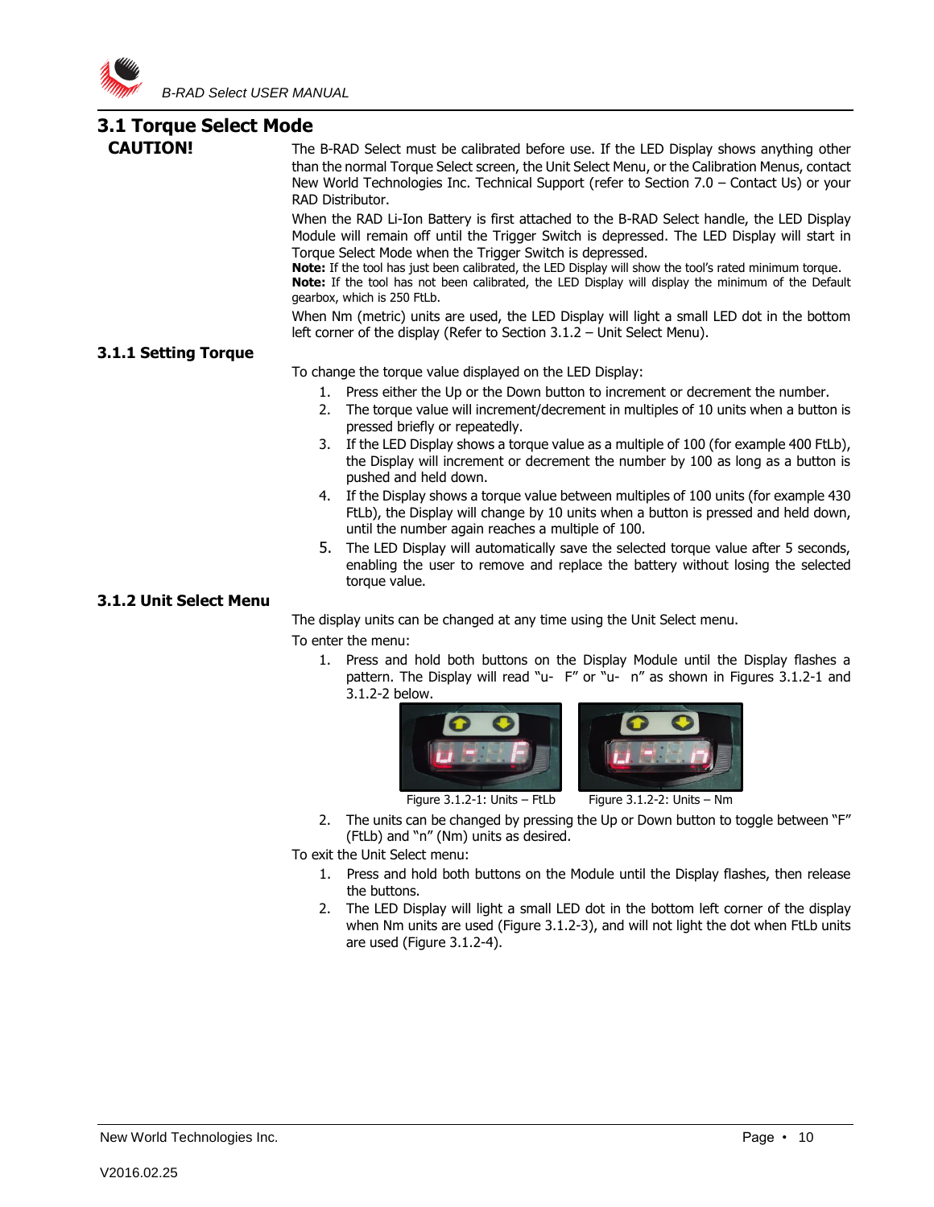## 3.1 Torque Select Mode

**CAUTION!**

The B-RAD Select must be calibrated before use. If the LED Display shows anything other than the normal Torque Select screen, the Unit Select Menu, or the Calibration Menus, contact New World Technologies Inc. Technical Support (refer to Section 7.0 – Contact Us) or your RAD Distributor.

When the RAD Li-Ion Battery is first attached to the B-RAD Select handle, the LED Display Module will remain off until the Trigger Switch is depressed. The LED Display will start in Torque Select Mode when the Trigger Switch is depressed.

**Note:** If the tool has just been calibrated, the LED Display will show the tool's rated minimum torque.

**Note:** If the tool has not been calibrated, the LED Display will display the minimum of the Default gearbox, which is 250 FtLb.

When Nm (metric) units are used, the LED Display will light a small LED dot in the bottom left corner of the display (Refer to Section 3.1.2 – Unit Select Menu).

### 3.1.1 Setting Torque

To change the torque value displayed on the LED Display:

1. Press either the Up or the Down button to increment or decrement the number.
2. The torque value will increment/decrement in multiples of 10 units when a button is pressed briefly or repeatedly.
3. If the LED Display shows a torque value as a multiple of 100 (for example 400 FtLb), the Display will increment or decrement the number by 100 as long as a button is pushed and held down.
4. If the Display shows a torque value between multiples of 100 units (for example 430 FtLb), the Display will change by 10 units when a button is pressed and held down, until the number again reaches a multiple of 100.
5. The LED Display will automatically save the selected torque value after 5 seconds, enabling the user to remove and replace the battery without losing the selected torque value.

### 3.1.2 Unit Select Menu

The display units can be changed at any time using the Unit Select menu.

To enter the menu:

1. Press and hold both buttons on the Display Module until the Display flashes a pattern. The Display will read "u- F" or "u- n" as shown in Figures 3.1.2-1 and 3.1.2-2 below.

Figure 3.1.2-1: Units – FtLb

Figure 3.1.2-2: Units – Nm

2. The units can be changed by pressing the Up or Down button to toggle between "F" (FtLb) and "n" (Nm) units as desired.

To exit the Unit Select menu:

1. Press and hold both buttons on the Module until the Display flashes, then release the buttons.
2. The LED Display will light a small LED dot in the bottom left corner of the display when Nm units are used (Figure 3.1.2-3), and will not light the dot when FtLb units are used (Figure 3.1.2-4).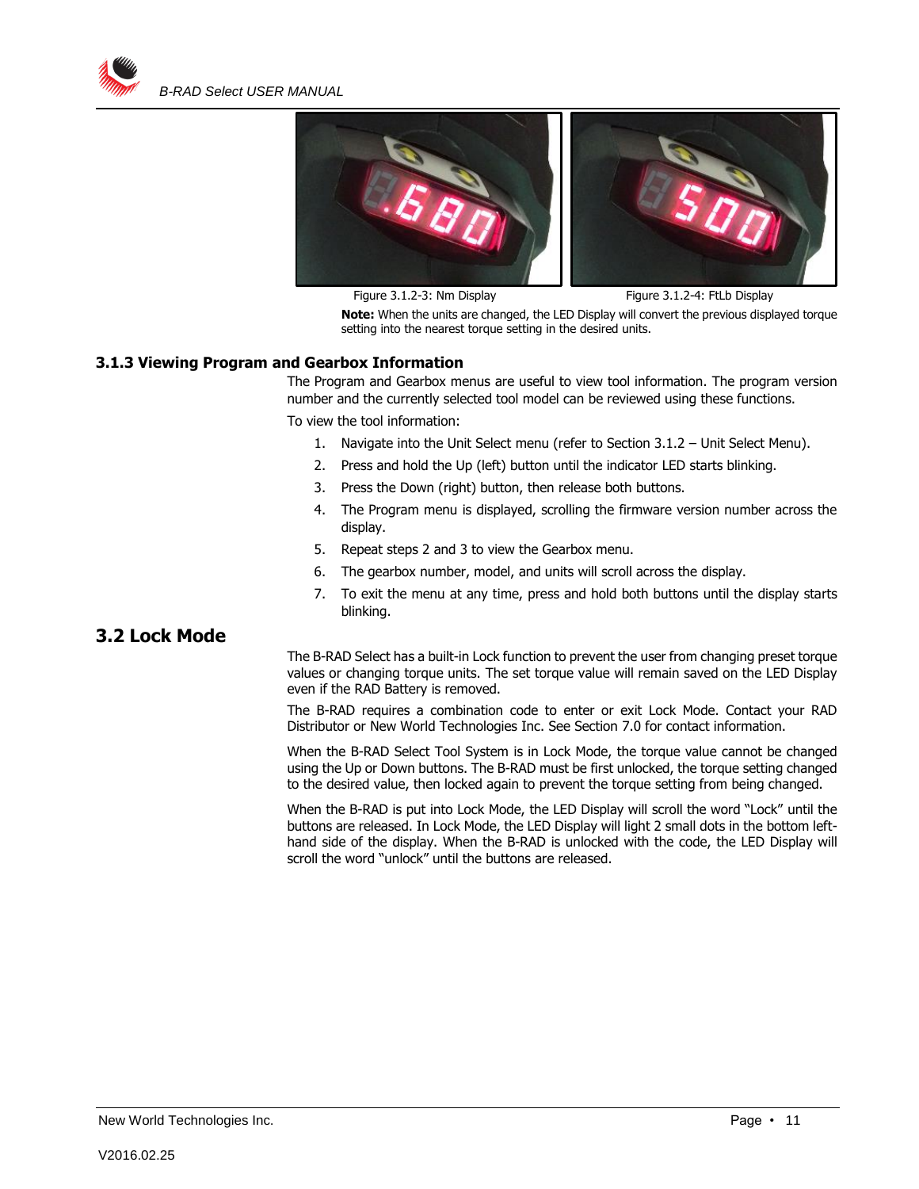Figure 3.1.2-3: Nm Display

Figure 3.1.2-4: FtLb Display

**Note:** When the units are changed, the LED Display will convert the previous displayed torque setting into the nearest torque setting in the desired units.

### 3.1.3 Viewing Program and Gearbox Information

The Program and Gearbox menus are useful to view tool information. The program version number and the currently selected tool model can be reviewed using these functions.

To view the tool information:

1. Navigate into the Unit Select menu (refer to Section 3.1.2 – Unit Select Menu).
2. Press and hold the Up (left) button until the indicator LED starts blinking.
3. Press the Down (right) button, then release both buttons.
4. The Program menu is displayed, scrolling the firmware version number across the display.
5. Repeat steps 2 and 3 to view the Gearbox menu.
6. The gearbox number, model, and units will scroll across the display.
7. To exit the menu at any time, press and hold both buttons until the display starts blinking.

## 3.2 Lock Mode

The B-RAD Select has a built-in Lock function to prevent the user from changing preset torque values or changing torque units. The set torque value will remain saved on the LED Display even if the RAD Battery is removed.

The B-RAD requires a combination code to enter or exit Lock Mode. Contact your RAD Distributor or New World Technologies Inc. See Section 7.0 for contact information.

When the B-RAD Select Tool System is in Lock Mode, the torque value cannot be changed using the Up or Down buttons. The B-RAD must be first unlocked, the torque setting changed to the desired value, then locked again to prevent the torque setting from being changed.

When the B-RAD is put into Lock Mode, the LED Display will scroll the word "Lock" until the buttons are released. In Lock Mode, the LED Display will light 2 small dots in the bottom left-hand side of the display. When the B-RAD is unlocked with the code, the LED Display will scroll the word "unlock" until the buttons are released.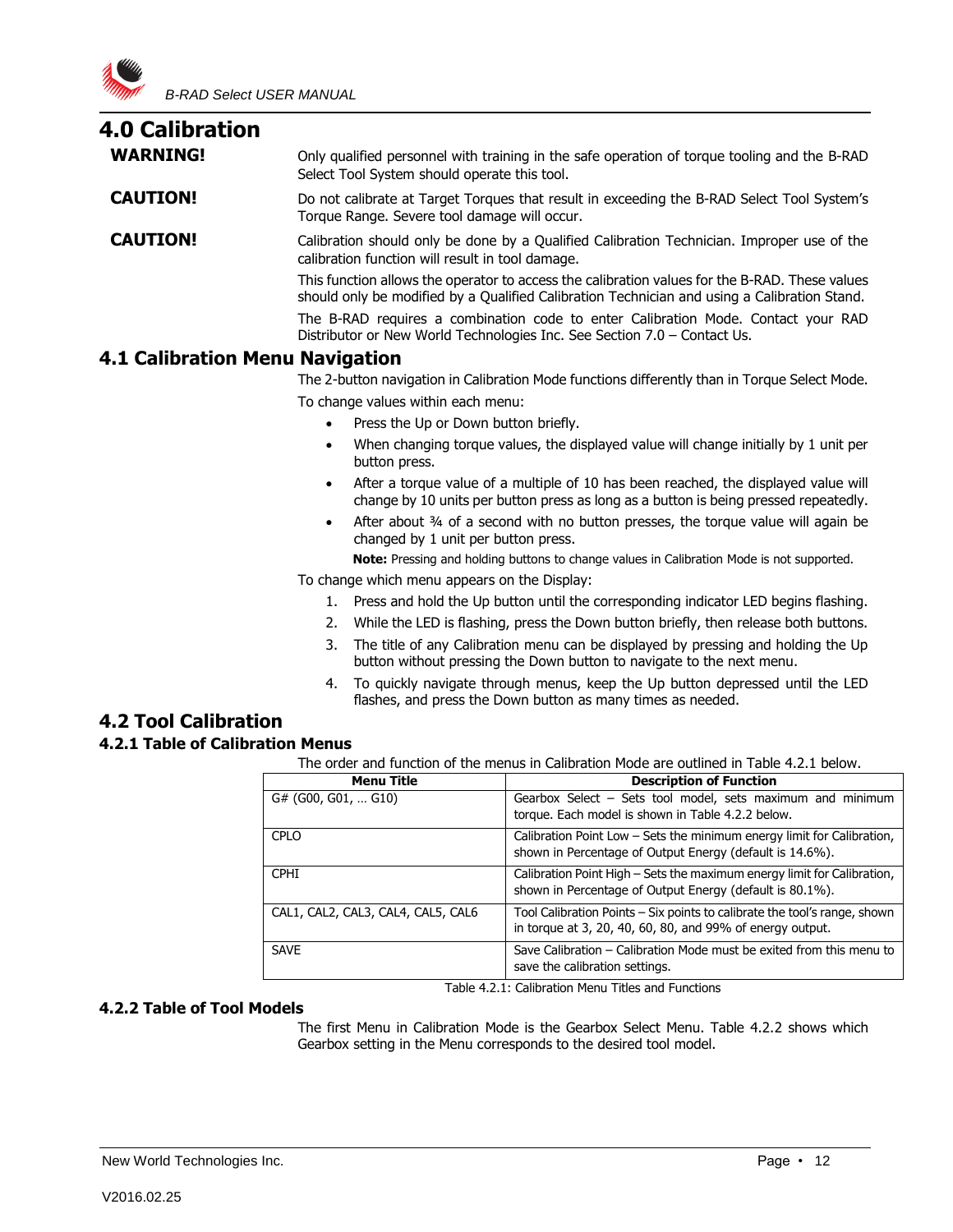# 4.0 Calibration

**WARNING!** Only qualified personnel with training in the safe operation of torque tooling and the B-RAD Select Tool System should operate this tool.

**CAUTION!** Do not calibrate at Target Torques that result in exceeding the B-RAD Select Tool System's Torque Range. Severe tool damage will occur.

**CAUTION!** Calibration should only be done by a Qualified Calibration Technician. Improper use of the calibration function will result in tool damage.

This function allows the operator to access the calibration values for the B-RAD. These values should only be modified by a Qualified Calibration Technician and using a Calibration Stand.

The B-RAD requires a combination code to enter Calibration Mode. Contact your RAD Distributor or New World Technologies Inc. See Section 7.0 – Contact Us.

## 4.1 Calibration Menu Navigation

The 2-button navigation in Calibration Mode functions differently than in Torque Select Mode.

To change values within each menu:

- Press the Up or Down button briefly.
- When changing torque values, the displayed value will change initially by 1 unit per button press.
- After a torque value of a multiple of 10 has been reached, the displayed value will change by 10 units per button press as long as a button is being pressed repeatedly.
- After about ¾ of a second with no button presses, the torque value will again be changed by 1 unit per button press.

**Note:** Pressing and holding buttons to change values in Calibration Mode is not supported.

To change which menu appears on the Display:

1. Press and hold the Up button until the corresponding indicator LED begins flashing.
2. While the LED is flashing, press the Down button briefly, then release both buttons.
3. The title of any Calibration menu can be displayed by pressing and holding the Up button without pressing the Down button to navigate to the next menu.
4. To quickly navigate through menus, keep the Up button depressed until the LED flashes, and press the Down button as many times as needed.

## 4.2 Tool Calibration

### 4.2.1 Table of Calibration Menus

The order and function of the menus in Calibration Mode are outlined in Table 4.2.1 below.

| Menu Title | Description of Function |
|---|---|
| G# (G00, G01, … G10) | Gearbox Select – Sets tool model, sets maximum and minimum torque. Each model is shown in Table 4.2.2 below. |
| CPLO | Calibration Point Low – Sets the minimum energy limit for Calibration, shown in Percentage of Output Energy (default is 14.6%). |
| CPHI | Calibration Point High – Sets the maximum energy limit for Calibration, shown in Percentage of Output Energy (default is 80.1%). |
| CAL1, CAL2, CAL3, CAL4, CAL5, CAL6 | Tool Calibration Points – Six points to calibrate the tool's range, shown in torque at 3, 20, 40, 60, 80, and 99% of energy output. |
| SAVE | Save Calibration – Calibration Mode must be exited from this menu to save the calibration settings. |

Table 4.2.1: Calibration Menu Titles and Functions

### 4.2.2 Table of Tool Models

The first Menu in Calibration Mode is the Gearbox Select Menu. Table 4.2.2 shows which Gearbox setting in the Menu corresponds to the desired tool model.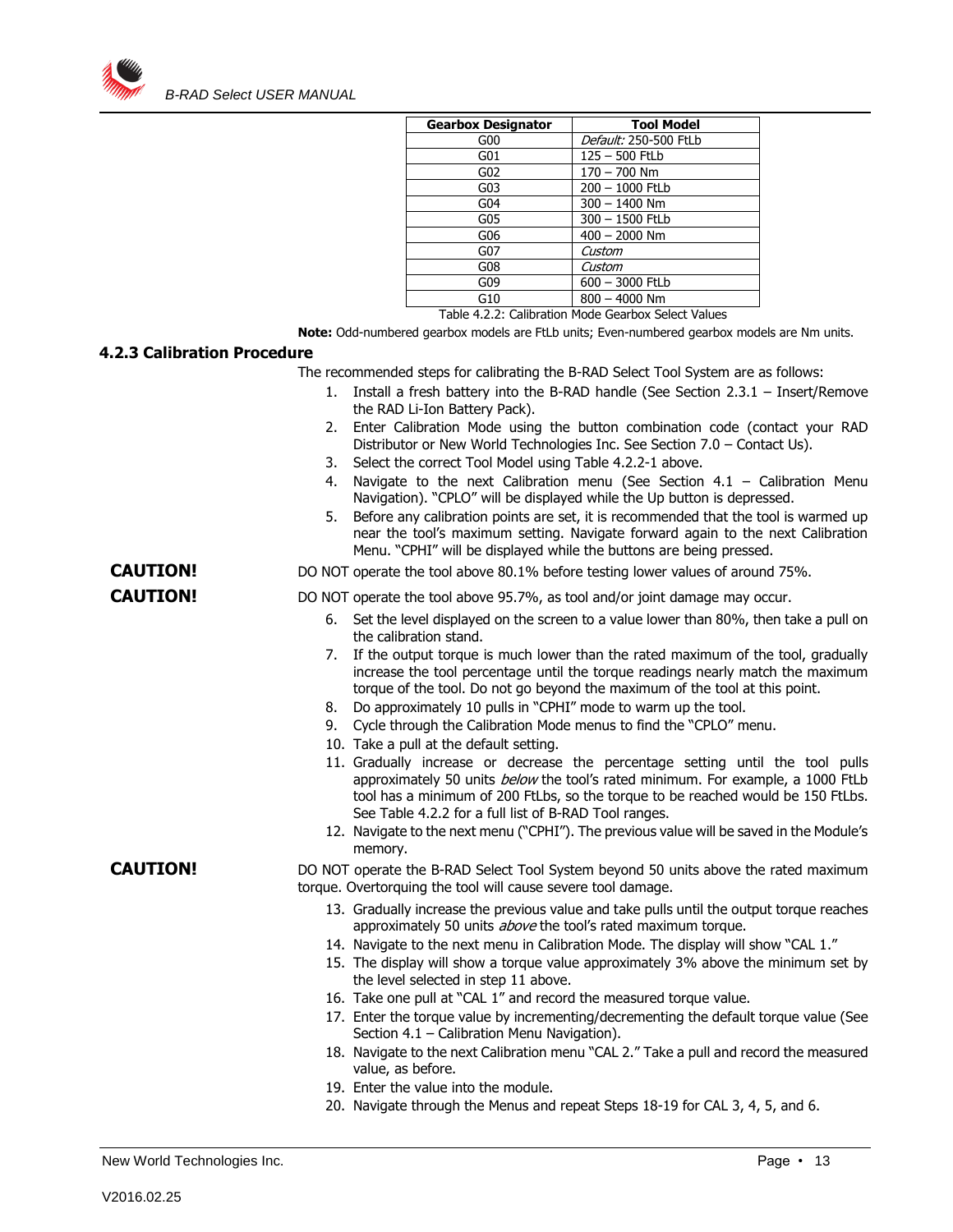| Gearbox Designator | Tool Model |
|---|---|
| G00 | *Default:* 250-500 FtLb |
| G01 | 125 – 500 FtLb |
| G02 | 170 – 700 Nm |
| G03 | 200 – 1000 FtLb |
| G04 | 300 – 1400 Nm |
| G05 | 300 – 1500 FtLb |
| G06 | 400 – 2000 Nm |
| G07 | *Custom* |
| G08 | *Custom* |
| G09 | 600 – 3000 FtLb |
| G10 | 800 – 4000 Nm |

Table 4.2.2: Calibration Mode Gearbox Select Values

**Note:** Odd-numbered gearbox models are FtLb units; Even-numbered gearbox models are Nm units.

### 4.2.3 Calibration Procedure

The recommended steps for calibrating the B-RAD Select Tool System are as follows:

1. Install a fresh battery into the B-RAD handle (See Section 2.3.1 – Insert/Remove the RAD Li-Ion Battery Pack).
2. Enter Calibration Mode using the button combination code (contact your RAD Distributor or New World Technologies Inc. See Section 7.0 – Contact Us).
3. Select the correct Tool Model using Table 4.2.2-1 above.
4. Navigate to the next Calibration menu (See Section 4.1 – Calibration Menu Navigation). "CPLO" will be displayed while the Up button is depressed.
5. Before any calibration points are set, it is recommended that the tool is warmed up near the tool's maximum setting. Navigate forward again to the next Calibration Menu. "CPHI" will be displayed while the buttons are being pressed.

**CAUTION!** DO NOT operate the tool above 80.1% before testing lower values of around 75%.

**CAUTION!** DO NOT operate the tool above 95.7%, as tool and/or joint damage may occur.

6. Set the level displayed on the screen to a value lower than 80%, then take a pull on the calibration stand.
7. If the output torque is much lower than the rated maximum of the tool, gradually increase the tool percentage until the torque readings nearly match the maximum torque of the tool. Do not go beyond the maximum of the tool at this point.
8. Do approximately 10 pulls in "CPHI" mode to warm up the tool.
9. Cycle through the Calibration Mode menus to find the "CPLO" menu.
10. Take a pull at the default setting.
11. Gradually increase or decrease the percentage setting until the tool pulls approximately 50 units *below* the tool's rated minimum. For example, a 1000 FtLb tool has a minimum of 200 FtLbs, so the torque to be reached would be 150 FtLbs. See Table 4.2.2 for a full list of B-RAD Tool ranges.
12. Navigate to the next menu ("CPHI"). The previous value will be saved in the Module's memory.

**CAUTION!** DO NOT operate the B-RAD Select Tool System beyond 50 units above the rated maximum torque. Overtorquing the tool will cause severe tool damage.

13. Gradually increase the previous value and take pulls until the output torque reaches approximately 50 units *above* the tool's rated maximum torque.
14. Navigate to the next menu in Calibration Mode. The display will show "CAL 1."
15. The display will show a torque value approximately 3% above the minimum set by the level selected in step 11 above.
16. Take one pull at "CAL 1" and record the measured torque value.
17. Enter the torque value by incrementing/decrementing the default torque value (See Section 4.1 – Calibration Menu Navigation).
18. Navigate to the next Calibration menu "CAL 2." Take a pull and record the measured value, as before.
19. Enter the value into the module.
20. Navigate through the Menus and repeat Steps 18-19 for CAL 3, 4, 5, and 6.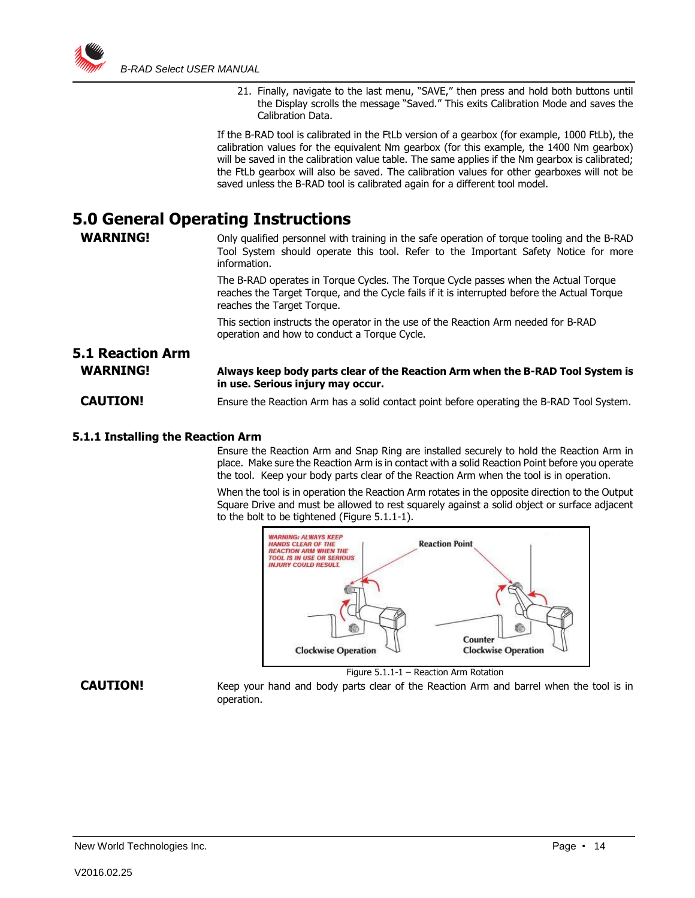21. Finally, navigate to the last menu, "SAVE," then press and hold both buttons until the Display scrolls the message "Saved." This exits Calibration Mode and saves the Calibration Data.

If the B-RAD tool is calibrated in the FtLb version of a gearbox (for example, 1000 FtLb), the calibration values for the equivalent Nm gearbox (for this example, the 1400 Nm gearbox) will be saved in the calibration value table. The same applies if the Nm gearbox is calibrated; the FtLb gearbox will also be saved. The calibration values for other gearboxes will not be saved unless the B-RAD tool is calibrated again for a different tool model.

# 5.0 General Operating Instructions

**WARNING!** Only qualified personnel with training in the safe operation of torque tooling and the B-RAD Tool System should operate this tool. Refer to the Important Safety Notice for more information.

The B-RAD operates in Torque Cycles. The Torque Cycle passes when the Actual Torque reaches the Target Torque, and the Cycle fails if it is interrupted before the Actual Torque reaches the Target Torque.

This section instructs the operator in the use of the Reaction Arm needed for B-RAD operation and how to conduct a Torque Cycle.

## 5.1 Reaction Arm

**WARNING!** **Always keep body parts clear of the Reaction Arm when the B-RAD Tool System is in use. Serious injury may occur.**

**CAUTION!** Ensure the Reaction Arm has a solid contact point before operating the B-RAD Tool System.

### 5.1.1 Installing the Reaction Arm

Ensure the Reaction Arm and Snap Ring are installed securely to hold the Reaction Arm in place. Make sure the Reaction Arm is in contact with a solid Reaction Point before you operate the tool. Keep your body parts clear of the Reaction Arm when the tool is in operation.

When the tool is in operation the Reaction Arm rotates in the opposite direction to the Output Square Drive and must be allowed to rest squarely against a solid object or surface adjacent to the bolt to be tightened (Figure 5.1.1-1).

Figure 5.1.1-1 – Reaction Arm Rotation

**CAUTION!** Keep your hand and body parts clear of the Reaction Arm and barrel when the tool is in operation.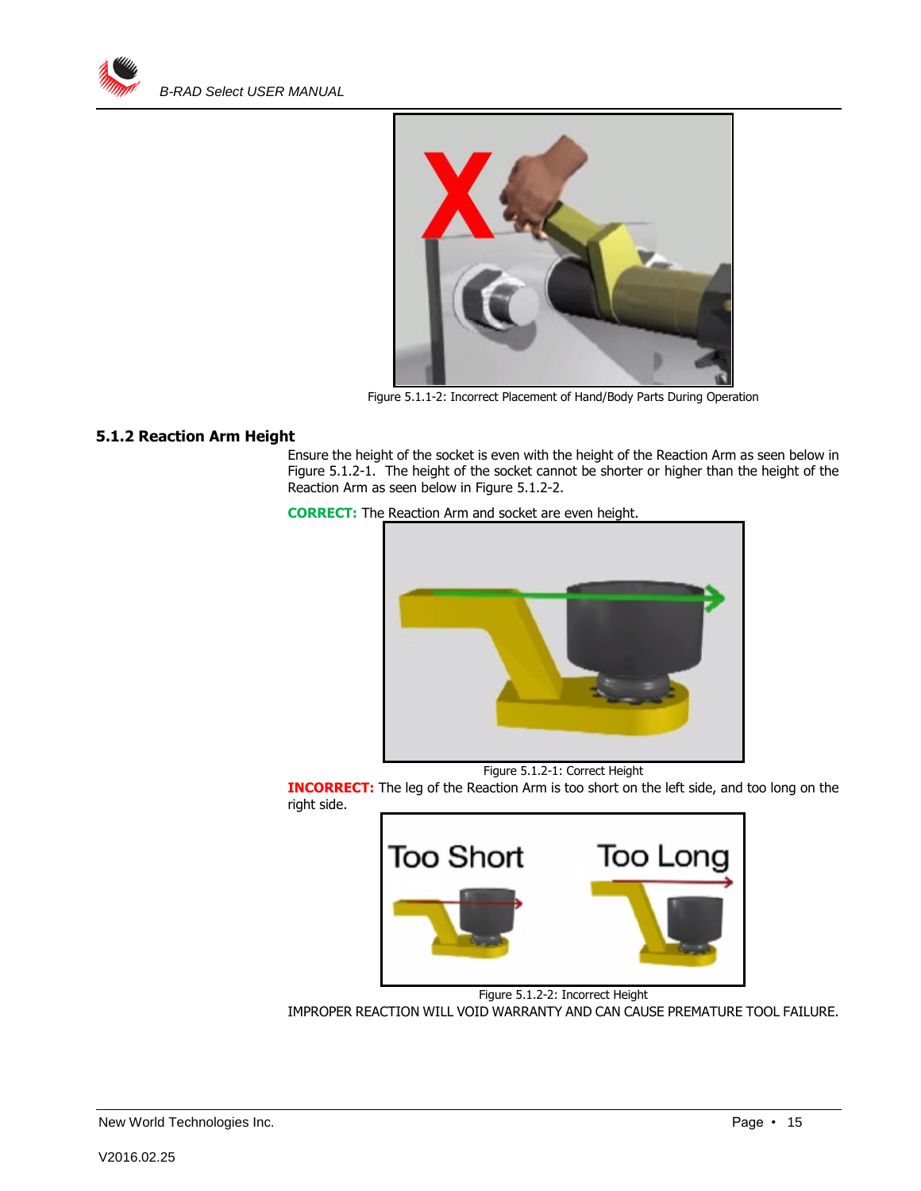Figure 5.1.1-2: Incorrect Placement of Hand/Body Parts During Operation

### 5.1.2 Reaction Arm Height

Ensure the height of the socket is even with the height of the Reaction Arm as seen below in Figure 5.1.2-1. The height of the socket cannot be shorter or higher than the height of the Reaction Arm as seen below in Figure 5.1.2-2.

**CORRECT:** The Reaction Arm and socket are even height.

Figure 5.1.2-1: Correct Height

**INCORRECT:** The leg of the Reaction Arm is too short on the left side, and too long on the right side.

Figure 5.1.2-2: Incorrect Height

IMPROPER REACTION WILL VOID WARRANTY AND CAN CAUSE PREMATURE TOOL FAILURE.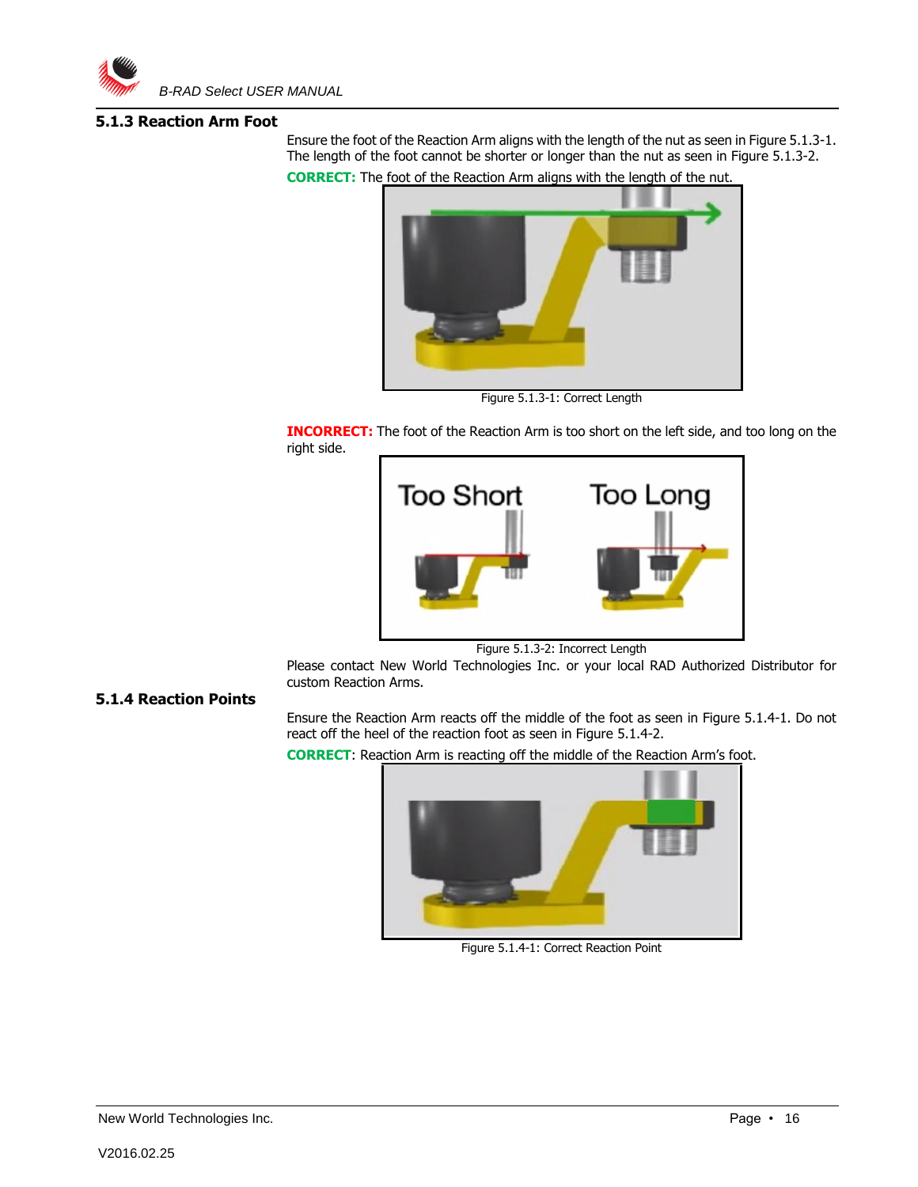### 5.1.3 Reaction Arm Foot

Ensure the foot of the Reaction Arm aligns with the length of the nut as seen in Figure 5.1.3-1. The length of the foot cannot be shorter or longer than the nut as seen in Figure 5.1.3-2.

**CORRECT:** The foot of the Reaction Arm aligns with the length of the nut.

Figure 5.1.3-1: Correct Length

**INCORRECT:** The foot of the Reaction Arm is too short on the left side, and too long on the right side.

Figure 5.1.3-2: Incorrect Length

Please contact New World Technologies Inc. or your local RAD Authorized Distributor for custom Reaction Arms.

### 5.1.4 Reaction Points

Ensure the Reaction Arm reacts off the middle of the foot as seen in Figure 5.1.4-1. Do not react off the heel of the reaction foot as seen in Figure 5.1.4-2.

**CORRECT**: Reaction Arm is reacting off the middle of the Reaction Arm's foot.

Figure 5.1.4-1: Correct Reaction Point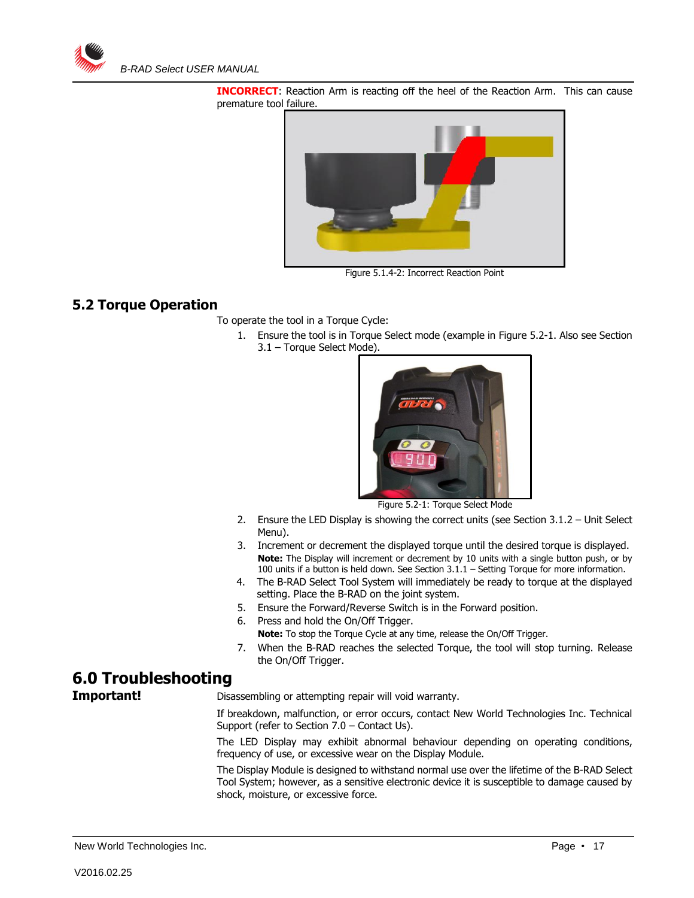**INCORRECT**: Reaction Arm is reacting off the heel of the Reaction Arm. This can cause premature tool failure.

Figure 5.1.4-2: Incorrect Reaction Point

## 5.2 Torque Operation

To operate the tool in a Torque Cycle:

1. Ensure the tool is in Torque Select mode (example in Figure 5.2-1. Also see Section 3.1 – Torque Select Mode).

   Figure 5.2-1: Torque Select Mode

2. Ensure the LED Display is showing the correct units (see Section 3.1.2 – Unit Select Menu).
3. Increment or decrement the displayed torque until the desired torque is displayed.
   **Note:** The Display will increment or decrement by 10 units with a single button push, or by 100 units if a button is held down. See Section 3.1.1 – Setting Torque for more information.
4. The B-RAD Select Tool System will immediately be ready to torque at the displayed setting. Place the B-RAD on the joint system.
5. Ensure the Forward/Reverse Switch is in the Forward position.
6. Press and hold the On/Off Trigger.
   **Note:** To stop the Torque Cycle at any time, release the On/Off Trigger.
7. When the B-RAD reaches the selected Torque, the tool will stop turning. Release the On/Off Trigger.

# 6.0 Troubleshooting

**Important!**

Disassembling or attempting repair will void warranty.

If breakdown, malfunction, or error occurs, contact New World Technologies Inc. Technical Support (refer to Section 7.0 – Contact Us).

The LED Display may exhibit abnormal behaviour depending on operating conditions, frequency of use, or excessive wear on the Display Module.

The Display Module is designed to withstand normal use over the lifetime of the B-RAD Select Tool System; however, as a sensitive electronic device it is susceptible to damage caused by shock, moisture, or excessive force.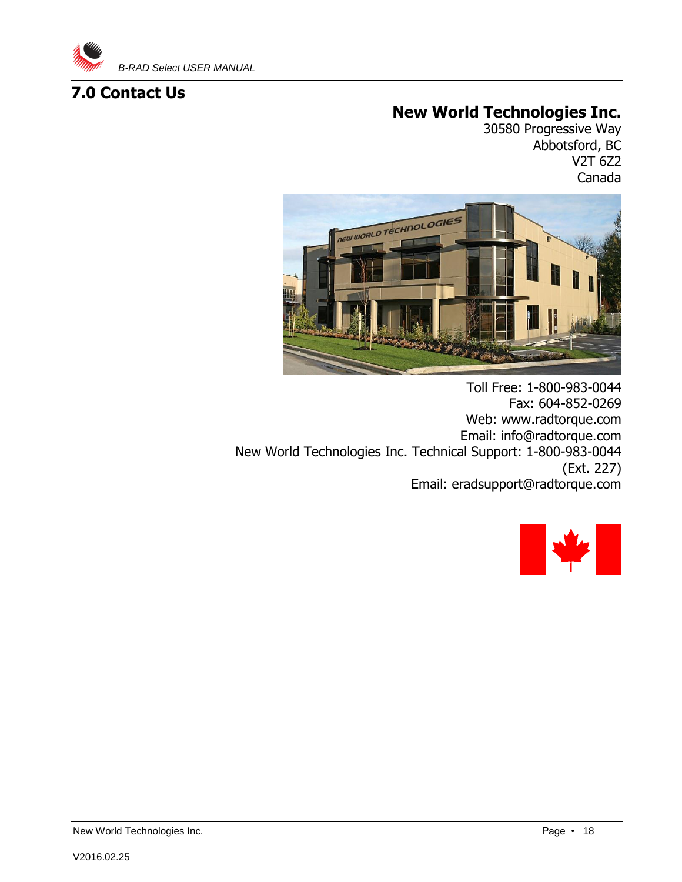# 7.0 Contact Us

**New World Technologies Inc.**
30580 Progressive Way
Abbotsford, BC
V2T 6Z2
Canada

Toll Free: 1-800-983-0044
Fax: 604-852-0269
Web: www.radtorque.com
Email: info@radtorque.com
New World Technologies Inc. Technical Support: 1-800-983-0044
(Ext. 227)
Email: eradsupport@radtorque.com